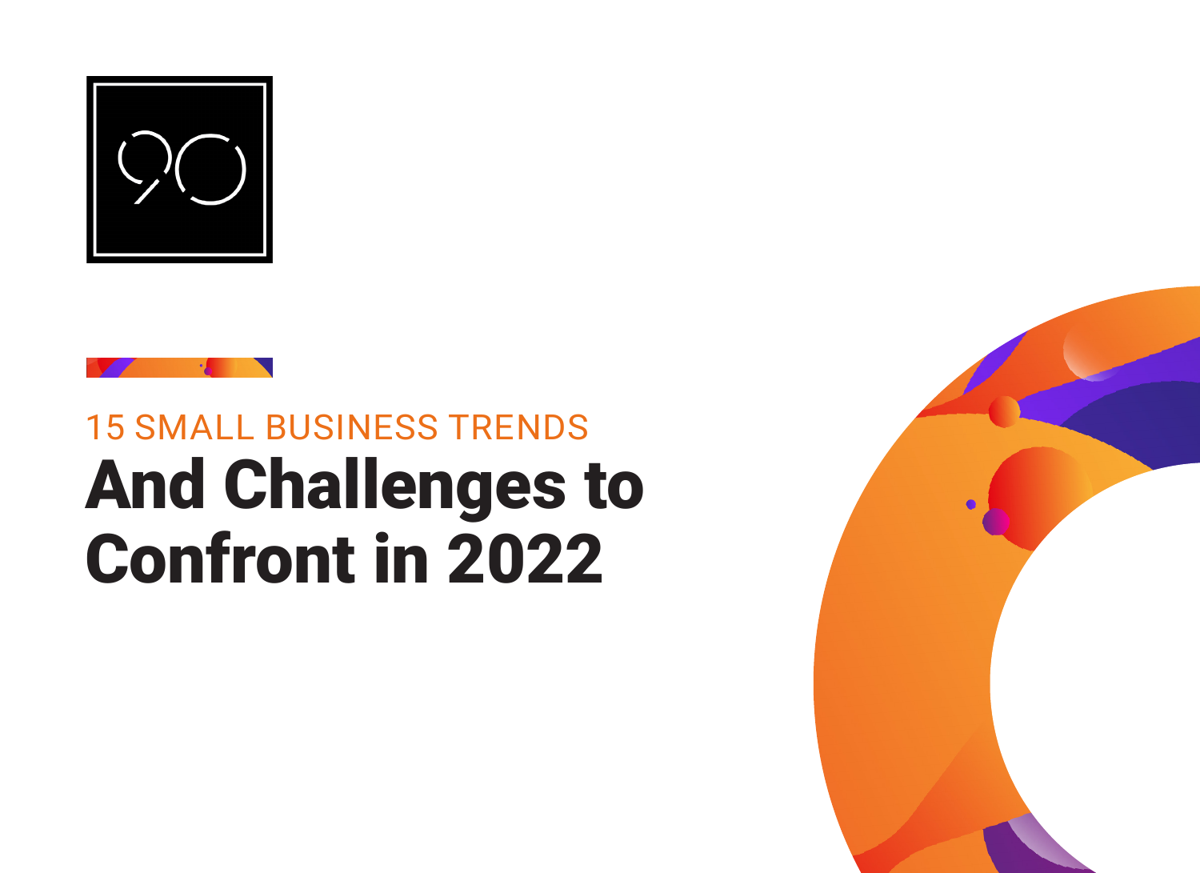15 SMALL BUSINESS TRENDS

# And Challenges to Confront in 2022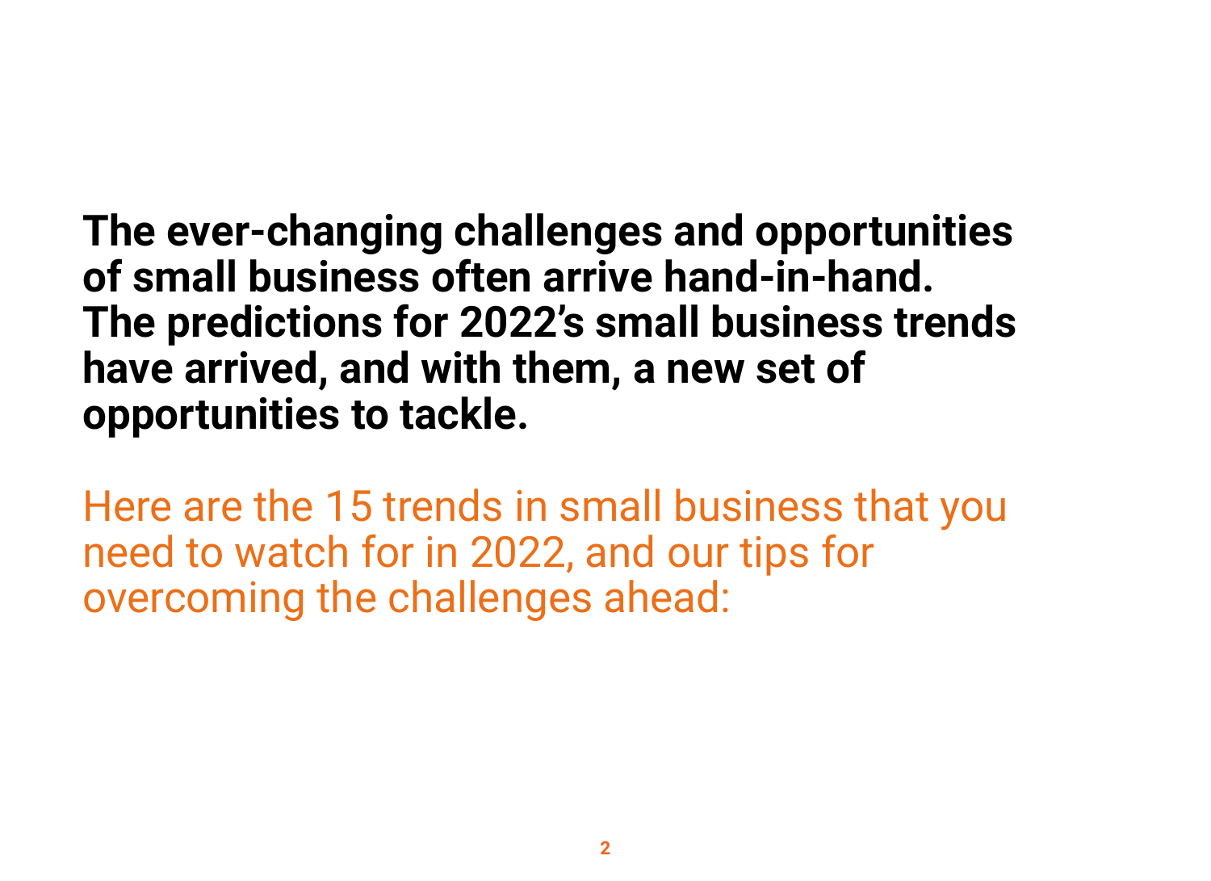**The ever-changing challenges and opportunities of small business often arrive hand-in-hand. The predictions for 2022's small business trends have arrived, and with them, a new set of opportunities to tackle.**

Here are the 15 trends in small business that you need to watch for in 2022, and our tips for overcoming the challenges ahead: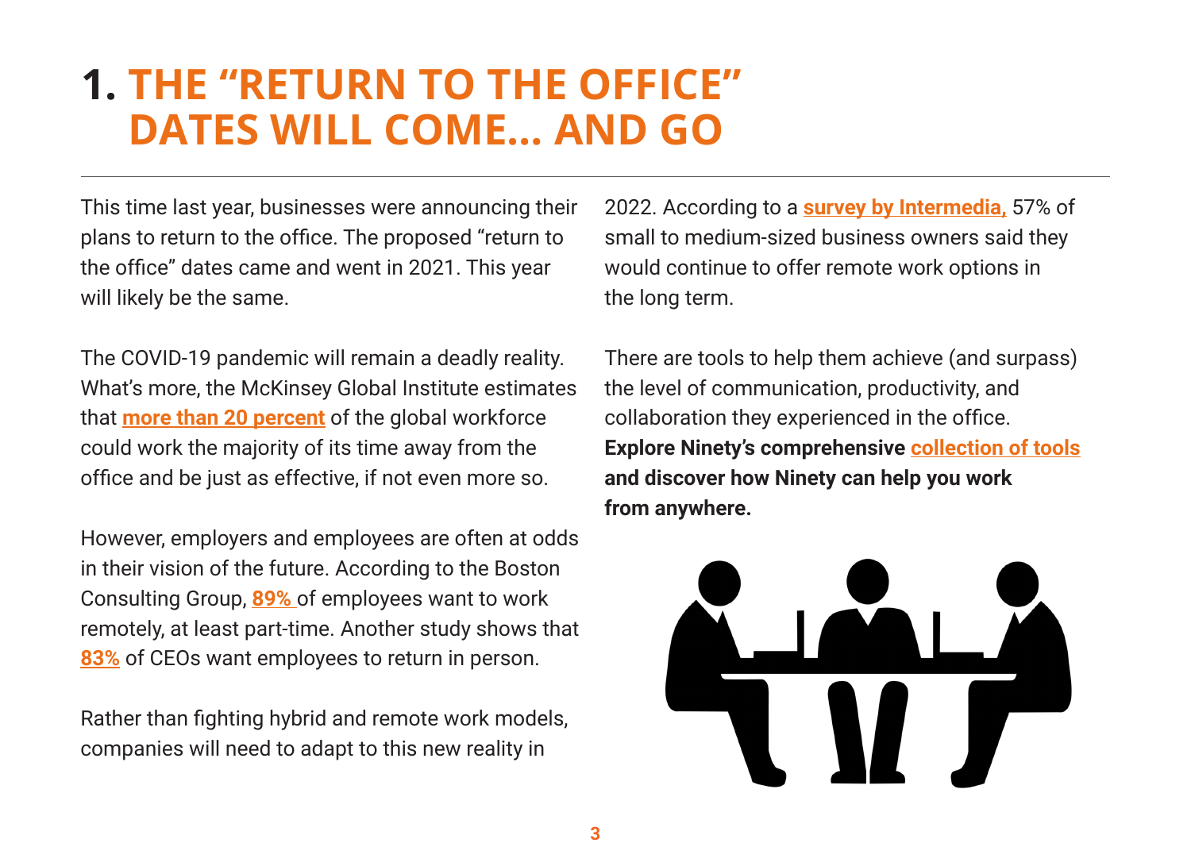# 1. THE "RETURN TO THE OFFICE" DATES WILL COME... AND GO

This time last year, businesses were announcing their plans to return to the office. The proposed "return to the office" dates came and went in 2021. This year will likely be the same.

The COVID-19 pandemic will remain a deadly reality. What's more, the McKinsey Global Institute estimates that **more than 20 percent** of the global workforce could work the majority of its time away from the office and be just as effective, if not even more so.

However, employers and employees are often at odds in their vision of the future. According to the Boston Consulting Group, **89%** of employees want to work remotely, at least part-time. Another study shows that **83%** of CEOs want employees to return in person.

Rather than fighting hybrid and remote work models, companies will need to adapt to this new reality in 2022. According to a **survey by Intermedia,** 57% of small to medium-sized business owners said they would continue to offer remote work options in the long term.

There are tools to help them achieve (and surpass) the level of communication, productivity, and collaboration they experienced in the office. **Explore Ninety's comprehensive collection of tools and discover how Ninety can help you work from anywhere.**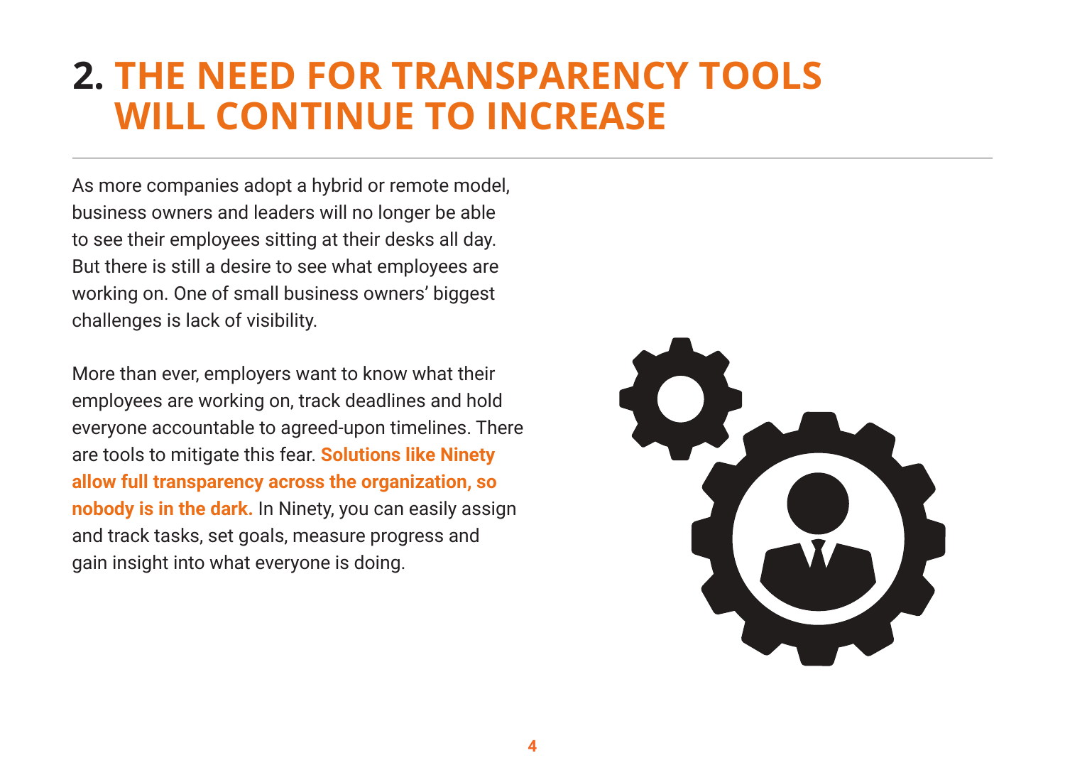## 2. THE NEED FOR TRANSPARENCY TOOLS WILL CONTINUE TO INCREASE

As more companies adopt a hybrid or remote model, business owners and leaders will no longer be able to see their employees sitting at their desks all day. But there is still a desire to see what employees are working on. One of small business owners' biggest challenges is lack of visibility.

More than ever, employers want to know what their employees are working on, track deadlines and hold everyone accountable to agreed-upon timelines. There are tools to mitigate this fear. **Solutions like Ninety allow full transparency across the organization, so nobody is in the dark.** In Ninety, you can easily assign and track tasks, set goals, measure progress and gain insight into what everyone is doing.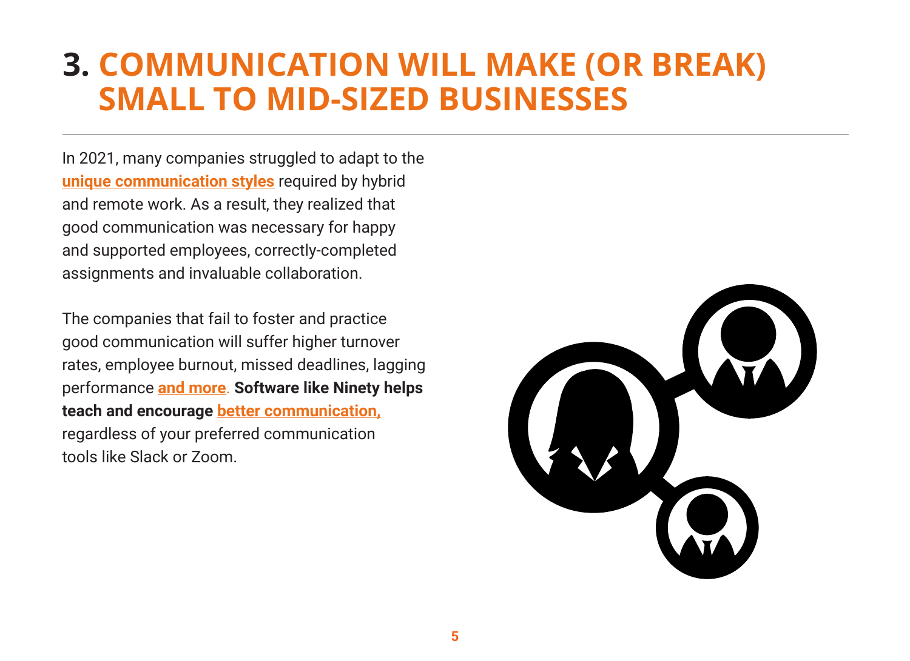# 3. COMMUNICATION WILL MAKE (OR BREAK) SMALL TO MID-SIZED BUSINESSES

In 2021, many companies struggled to adapt to the **unique communication styles** required by hybrid and remote work. As a result, they realized that good communication was necessary for happy and supported employees, correctly-completed assignments and invaluable collaboration.

The companies that fail to foster and practice good communication will suffer higher turnover rates, employee burnout, missed deadlines, lagging performance **and more**. **Software like Ninety helps teach and encourage better communication,** regardless of your preferred communication tools like Slack or Zoom.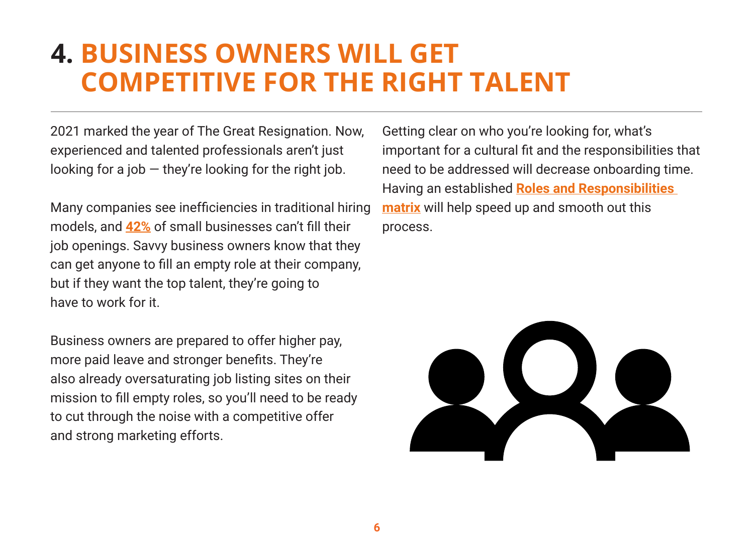# 4. BUSINESS OWNERS WILL GET COMPETITIVE FOR THE RIGHT TALENT

2021 marked the year of The Great Resignation. Now, experienced and talented professionals aren't just looking for a job — they're looking for the right job.

Many companies see inefficiencies in traditional hiring models, and **42%** of small businesses can't fill their job openings. Savvy business owners know that they can get anyone to fill an empty role at their company, but if they want the top talent, they're going to have to work for it.

Business owners are prepared to offer higher pay, more paid leave and stronger benefits. They're also already oversaturating job listing sites on their mission to fill empty roles, so you'll need to be ready to cut through the noise with a competitive offer and strong marketing efforts.

Getting clear on who you're looking for, what's important for a cultural fit and the responsibilities that need to be addressed will decrease onboarding time. Having an established **Roles and Responsibilities matrix** will help speed up and smooth out this process.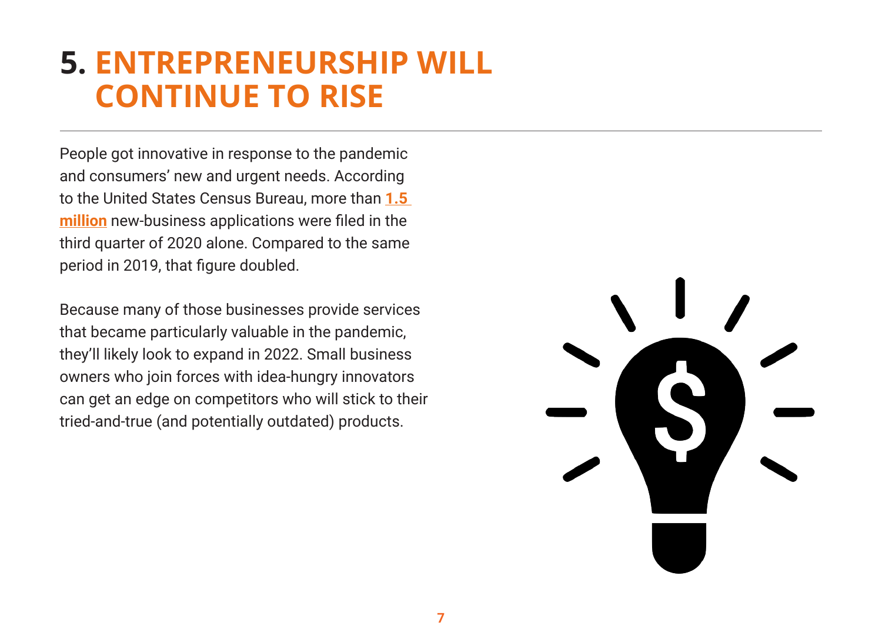# 5. ENTREPRENEURSHIP WILL CONTINUE TO RISE

People got innovative in response to the pandemic and consumers' new and urgent needs. According to the United States Census Bureau, more than **1.5 million** new-business applications were filed in the third quarter of 2020 alone. Compared to the same period in 2019, that figure doubled.

Because many of those businesses provide services that became particularly valuable in the pandemic, they'll likely look to expand in 2022. Small business owners who join forces with idea-hungry innovators can get an edge on competitors who will stick to their tried-and-true (and potentially outdated) products.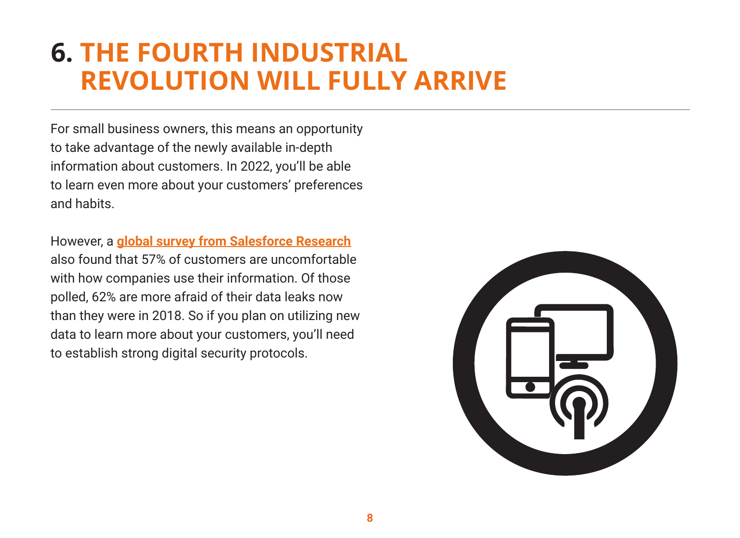# 6. THE FOURTH INDUSTRIAL REVOLUTION WILL FULLY ARRIVE

For small business owners, this means an opportunity to take advantage of the newly available in-depth information about customers. In 2022, you'll be able to learn even more about your customers' preferences and habits.

However, a **global survey from Salesforce Research** also found that 57% of customers are uncomfortable with how companies use their information. Of those polled, 62% are more afraid of their data leaks now than they were in 2018. So if you plan on utilizing new data to learn more about your customers, you'll need to establish strong digital security protocols.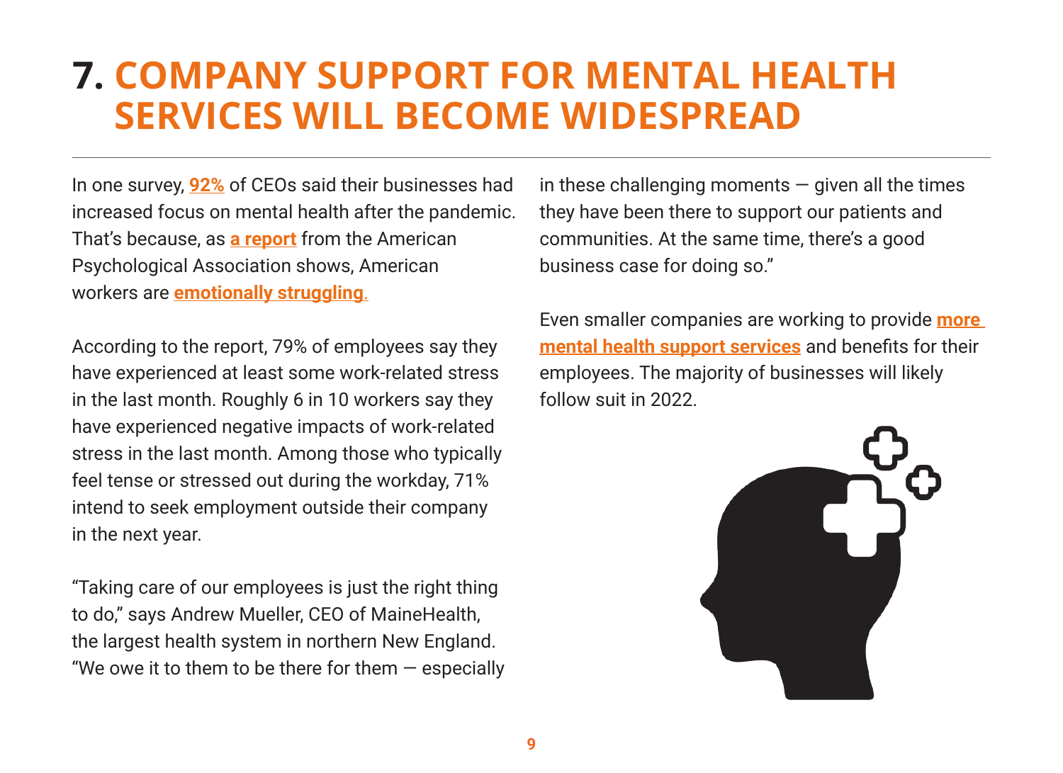# 7. COMPANY SUPPORT FOR MENTAL HEALTH SERVICES WILL BECOME WIDESPREAD

In one survey, **92%** of CEOs said their businesses had increased focus on mental health after the pandemic. That's because, as **a report** from the American Psychological Association shows, American workers are **emotionally struggling**.

According to the report, 79% of employees say they have experienced at least some work-related stress in the last month. Roughly 6 in 10 workers say they have experienced negative impacts of work-related stress in the last month. Among those who typically feel tense or stressed out during the workday, 71% intend to seek employment outside their company in the next year.

"Taking care of our employees is just the right thing to do," says Andrew Mueller, CEO of MaineHealth, the largest health system in northern New England. "We owe it to them to be there for them — especially in these challenging moments — given all the times they have been there to support our patients and communities. At the same time, there's a good business case for doing so."

Even smaller companies are working to provide **more mental health support services** and benefits for their employees. The majority of businesses will likely follow suit in 2022.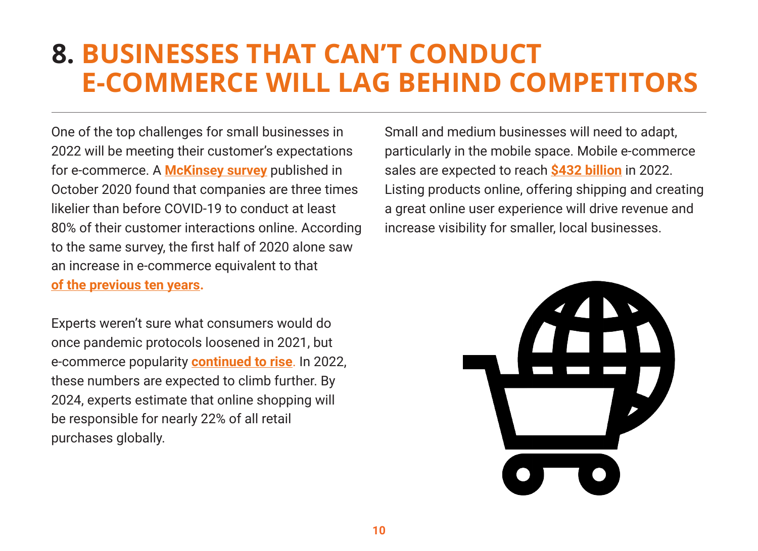# 8. BUSINESSES THAT CAN'T CONDUCT E-COMMERCE WILL LAG BEHIND COMPETITORS

One of the top challenges for small businesses in 2022 will be meeting their customer's expectations for e-commerce. A **McKinsey survey** published in October 2020 found that companies are three times likelier than before COVID-19 to conduct at least 80% of their customer interactions online. According to the same survey, the first half of 2020 alone saw an increase in e-commerce equivalent to that **of the previous ten years.**

Experts weren't sure what consumers would do once pandemic protocols loosened in 2021, but e-commerce popularity **continued to rise**. In 2022, these numbers are expected to climb further. By 2024, experts estimate that online shopping will be responsible for nearly 22% of all retail purchases globally.

Small and medium businesses will need to adapt, particularly in the mobile space. Mobile e-commerce sales are expected to reach **$432 billion** in 2022. Listing products online, offering shipping and creating a great online user experience will drive revenue and increase visibility for smaller, local businesses.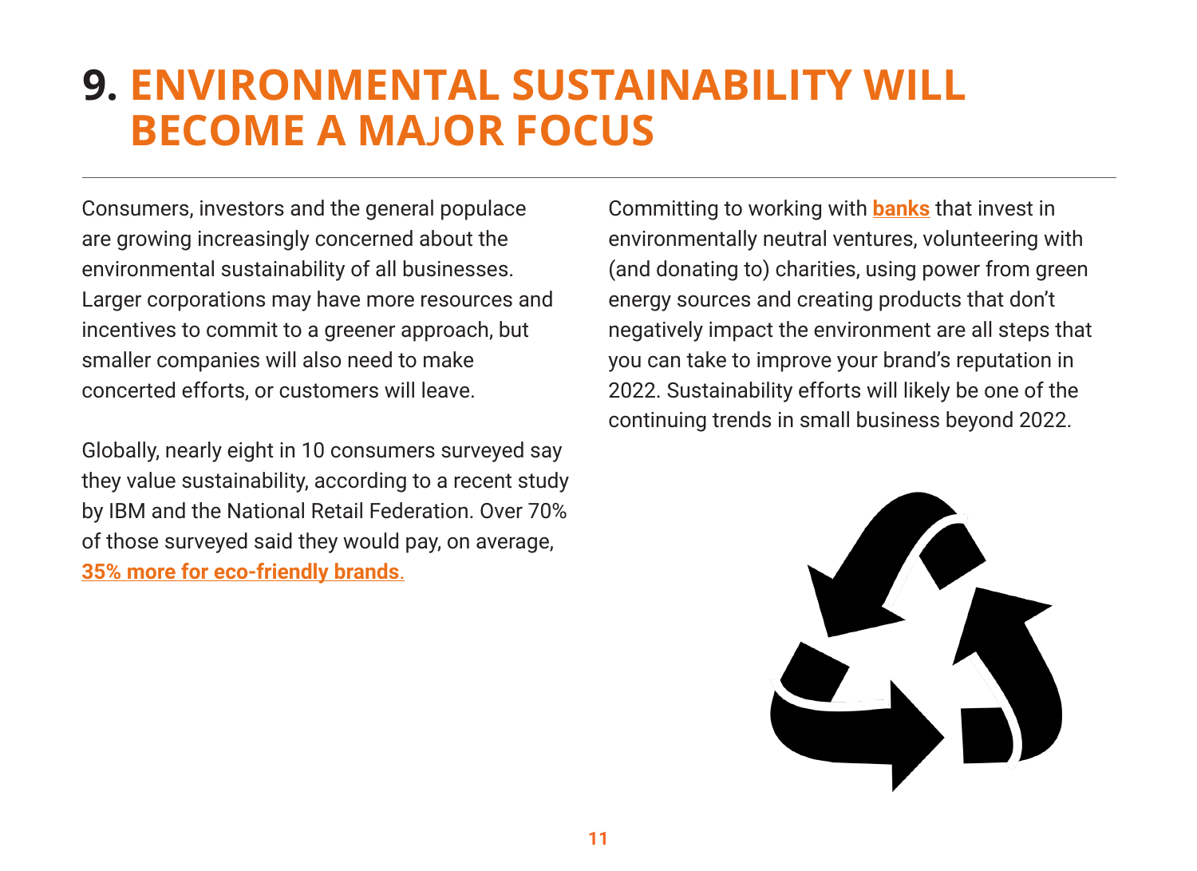# 9. ENVIRONMENTAL SUSTAINABILITY WILL BECOME A MAJOR FOCUS

Consumers, investors and the general populace are growing increasingly concerned about the environmental sustainability of all businesses. Larger corporations may have more resources and incentives to commit to a greener approach, but smaller companies will also need to make concerted efforts, or customers will leave.

Globally, nearly eight in 10 consumers surveyed say they value sustainability, according to a recent study by IBM and the National Retail Federation. Over 70% of those surveyed said they would pay, on average, **35% more for eco-friendly brands**.

Committing to working with **banks** that invest in environmentally neutral ventures, volunteering with (and donating to) charities, using power from green energy sources and creating products that don't negatively impact the environment are all steps that you can take to improve your brand's reputation in 2022. Sustainability efforts will likely be one of the continuing trends in small business beyond 2022.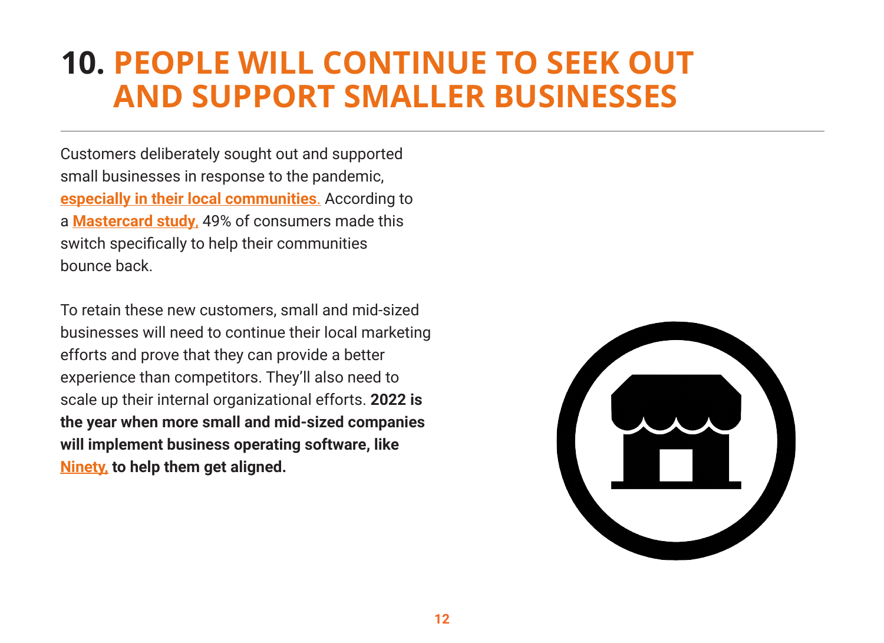# 10. PEOPLE WILL CONTINUE TO SEEK OUT AND SUPPORT SMALLER BUSINESSES

Customers deliberately sought out and supported small businesses in response to the pandemic, **especially in their local communities**. According to a **Mastercard study**, 49% of consumers made this switch specifically to help their communities bounce back.

To retain these new customers, small and mid-sized businesses will need to continue their local marketing efforts and prove that they can provide a better experience than competitors. They'll also need to scale up their internal organizational efforts. **2022 is the year when more small and mid-sized companies will implement business operating software, like Ninety, to help them get aligned.**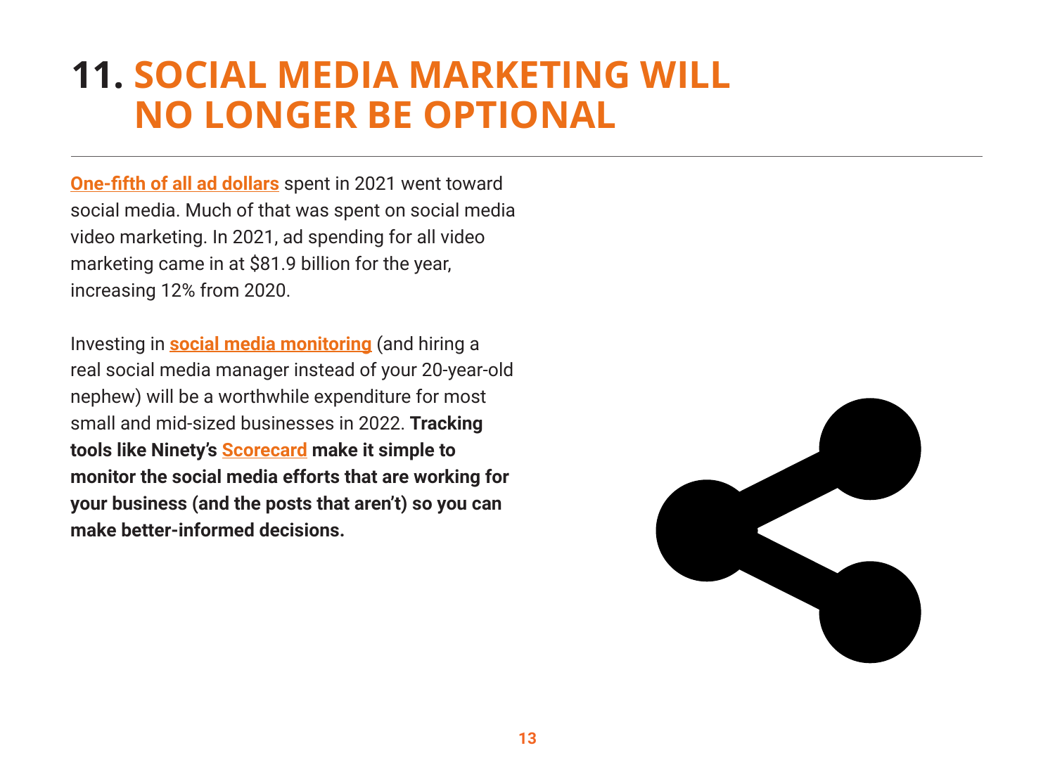# 11. SOCIAL MEDIA MARKETING WILL NO LONGER BE OPTIONAL

One-fifth of all ad dollars spent in 2021 went toward social media. Much of that was spent on social media video marketing. In 2021, ad spending for all video marketing came in at $81.9 billion for the year, increasing 12% from 2020.

Investing in social media monitoring (and hiring a real social media manager instead of your 20-year-old nephew) will be a worthwhile expenditure for most small and mid-sized businesses in 2022. **Tracking tools like Ninety's Scorecard make it simple to monitor the social media efforts that are working for your business (and the posts that aren't) so you can make better-informed decisions.**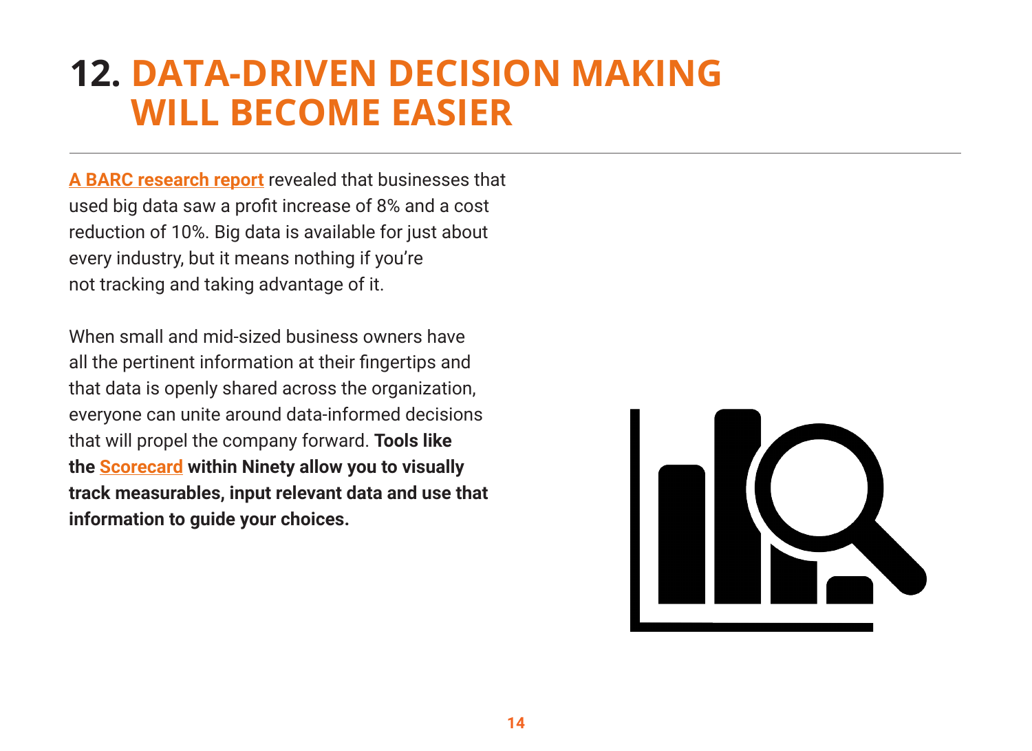# 12. DATA-DRIVEN DECISION MAKING WILL BECOME EASIER

A BARC research report revealed that businesses that used big data saw a profit increase of 8% and a cost reduction of 10%. Big data is available for just about every industry, but it means nothing if you're not tracking and taking advantage of it.

When small and mid-sized business owners have all the pertinent information at their fingertips and that data is openly shared across the organization, everyone can unite around data-informed decisions that will propel the company forward. **Tools like the Scorecard within Ninety allow you to visually track measurables, input relevant data and use that information to guide your choices.**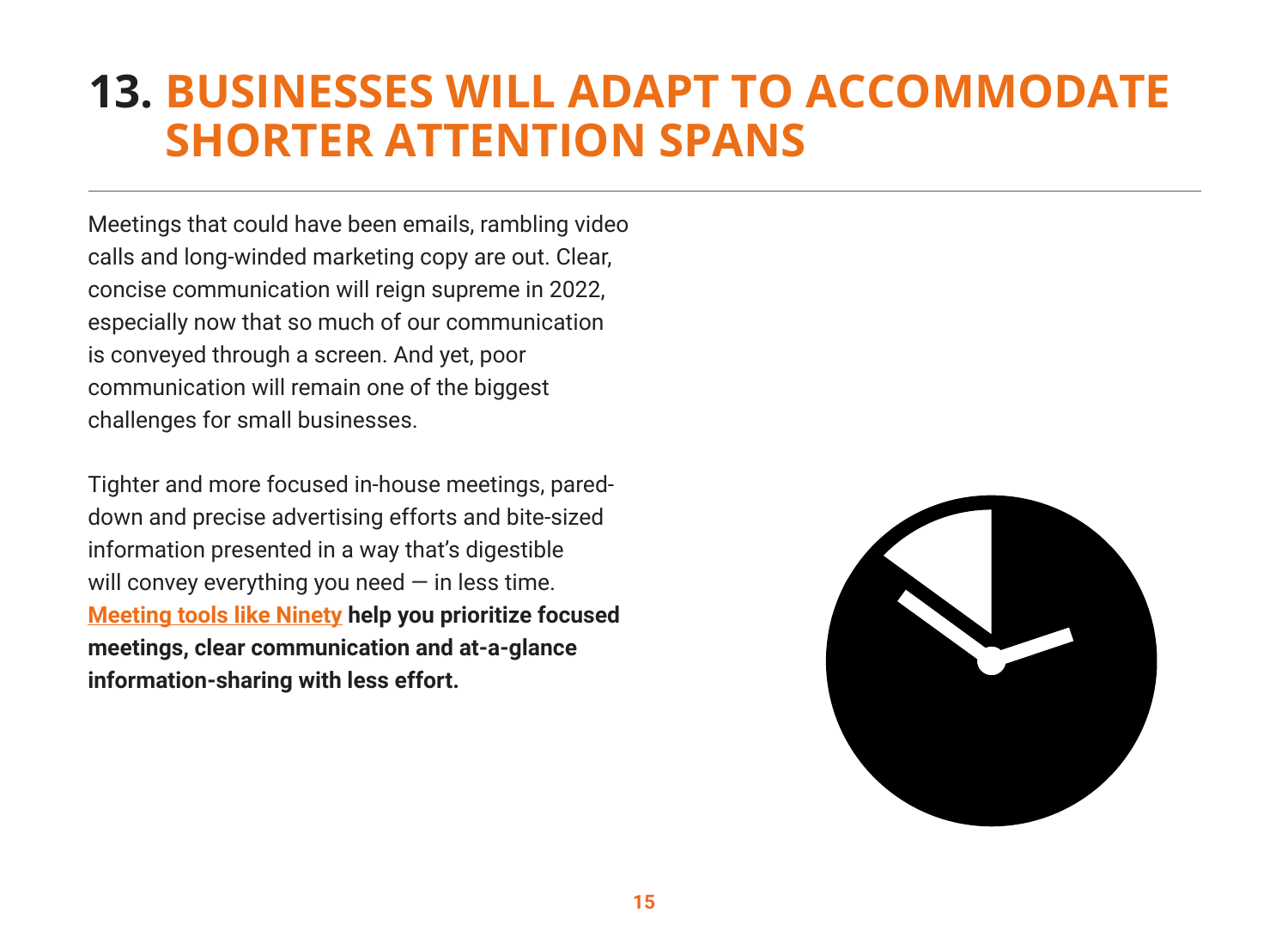# 13. BUSINESSES WILL ADAPT TO ACCOMMODATE SHORTER ATTENTION SPANS

Meetings that could have been emails, rambling video calls and long-winded marketing copy are out. Clear, concise communication will reign supreme in 2022, especially now that so much of our communication is conveyed through a screen. And yet, poor communication will remain one of the biggest challenges for small businesses.

Tighter and more focused in-house meetings, pared-down and precise advertising efforts and bite-sized information presented in a way that's digestible will convey everything you need — in less time. **Meeting tools like Ninety help you prioritize focused meetings, clear communication and at-a-glance information-sharing with less effort.**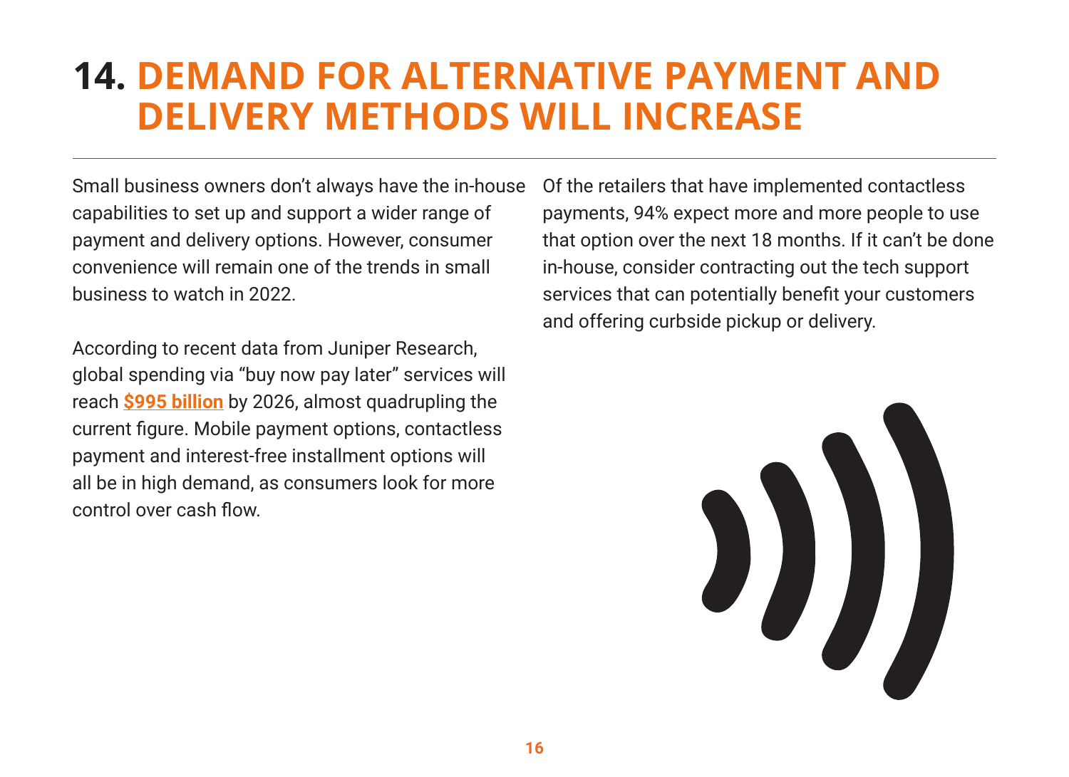# 14. DEMAND FOR ALTERNATIVE PAYMENT AND DELIVERY METHODS WILL INCREASE

Small business owners don't always have the in-house capabilities to set up and support a wider range of payment and delivery options. However, consumer convenience will remain one of the trends in small business to watch in 2022.

According to recent data from Juniper Research, global spending via "buy now pay later" services will reach **$995 billion** by 2026, almost quadrupling the current figure. Mobile payment options, contactless payment and interest-free installment options will all be in high demand, as consumers look for more control over cash flow.

Of the retailers that have implemented contactless payments, 94% expect more and more people to use that option over the next 18 months. If it can't be done in-house, consider contracting out the tech support services that can potentially benefit your customers and offering curbside pickup or delivery.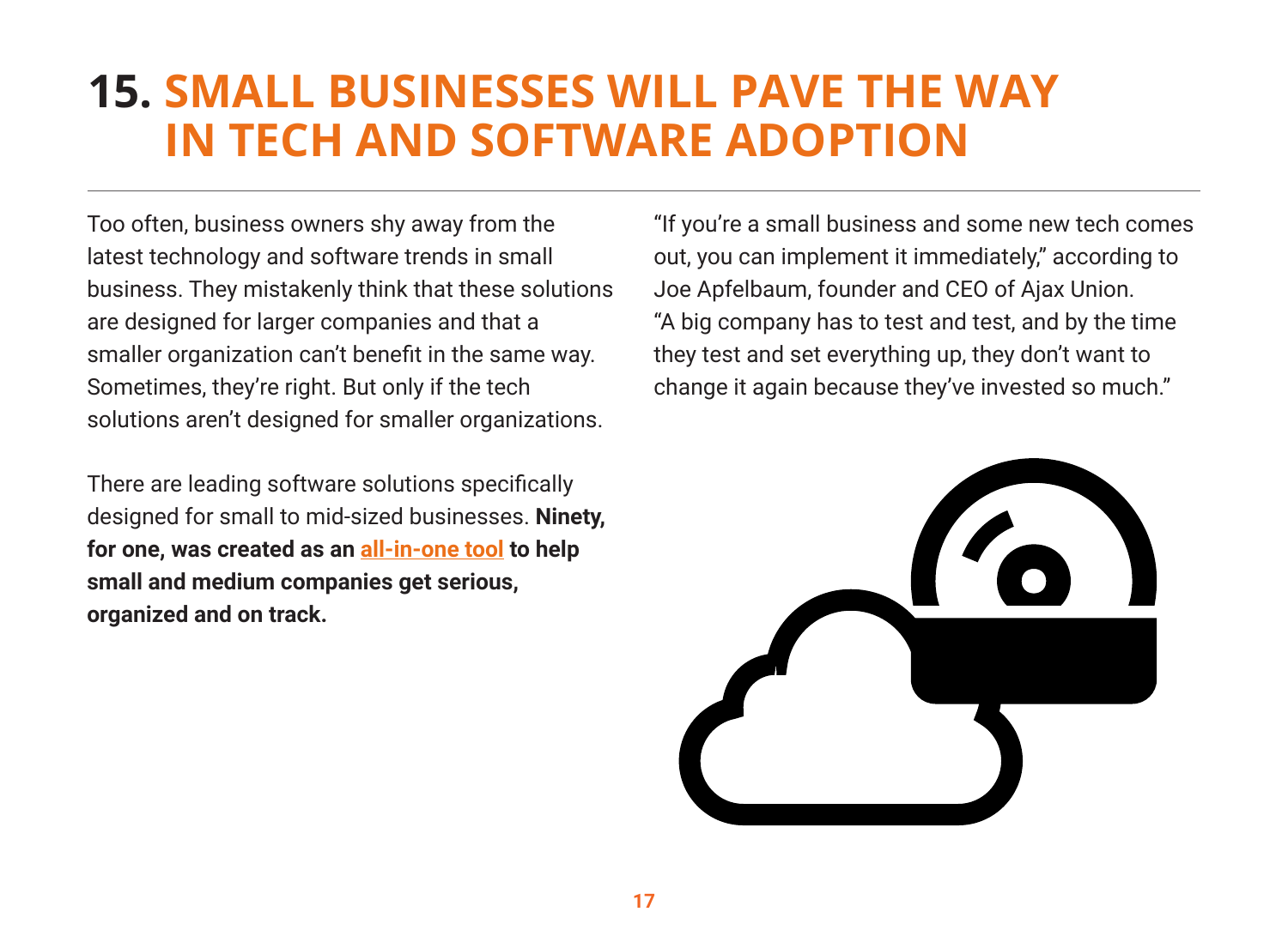# 15. SMALL BUSINESSES WILL PAVE THE WAY IN TECH AND SOFTWARE ADOPTION

Too often, business owners shy away from the latest technology and software trends in small business. They mistakenly think that these solutions are designed for larger companies and that a smaller organization can't benefit in the same way. Sometimes, they're right. But only if the tech solutions aren't designed for smaller organizations.

There are leading software solutions specifically designed for small to mid-sized businesses. **Ninety, for one, was created as an all-in-one tool to help small and medium companies get serious, organized and on track.**

"If you're a small business and some new tech comes out, you can implement it immediately," according to Joe Apfelbaum, founder and CEO of Ajax Union. "A big company has to test and test, and by the time they test and set everything up, they don't want to change it again because they've invested so much."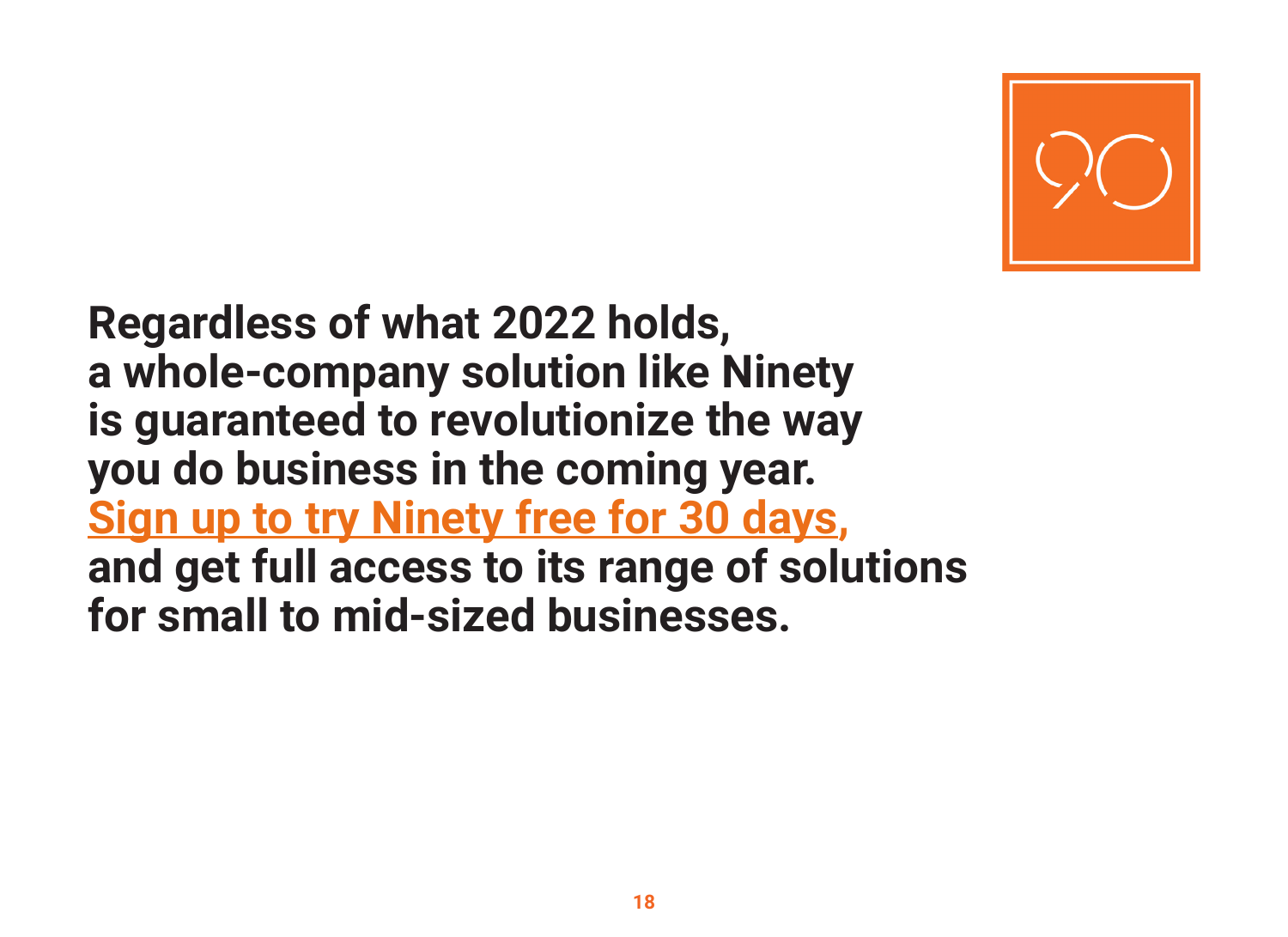**Regardless of what 2022 holds, a whole-company solution like Ninety is guaranteed to revolutionize the way you do business in the coming year. Sign up to try Ninety free for 30 days, and get full access to its range of solutions for small to mid-sized businesses.**